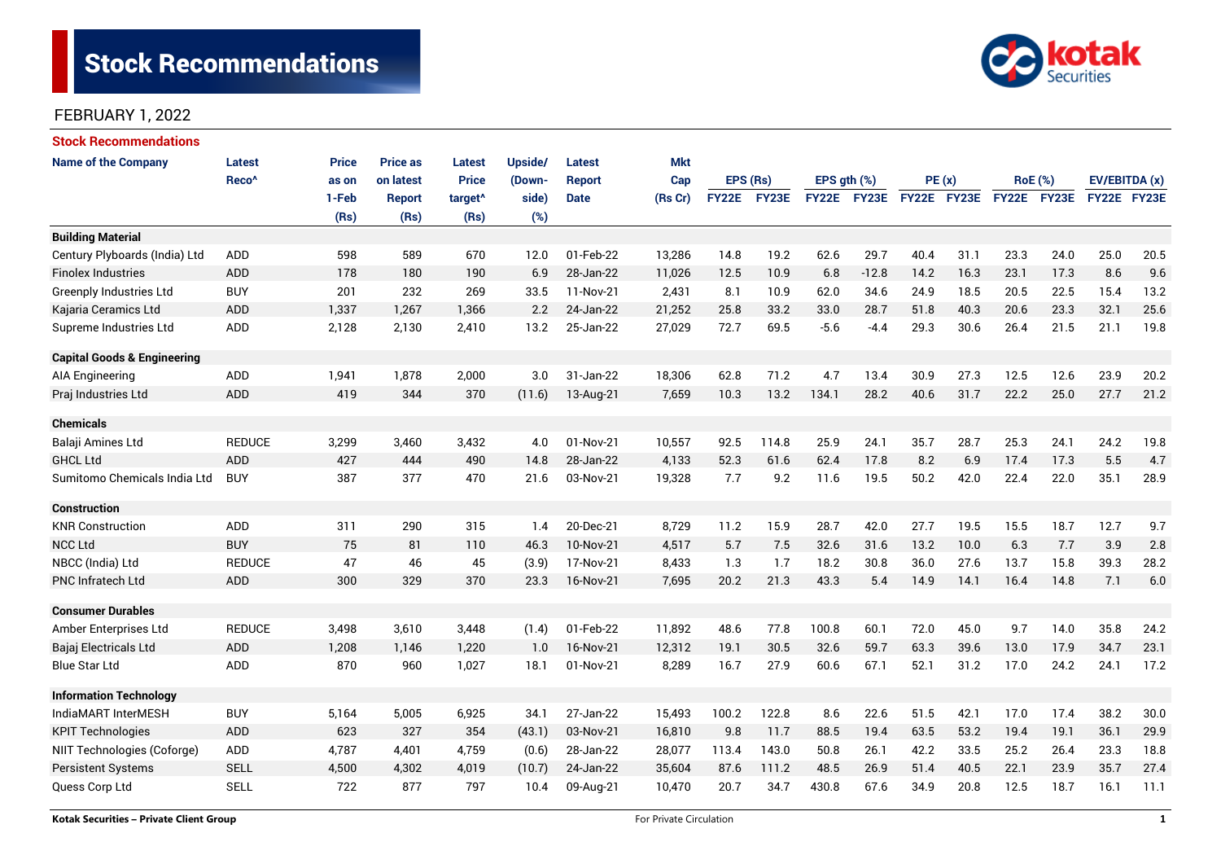# Stock Recommendations

FEBRUARY 1, 2022

## Stock Recommendations

| Name of the Company | Latest Reco^ | Price as on 1-Feb (Rs) | Price as on latest Report (Rs) | Latest Price target^ (Rs) | Upside/ (Down-side) (%) | Latest Report Date | Mkt Cap (Rs Cr) | EPS (Rs) | | EPS gth (%) | | PE (x) | | RoE (%) | | EV/EBITDA (x) | |
|---|---|---|---|---|---|---|---|---|---|---|---|---|---|---|---|---|---|
| | | | | | | | | FY22E | FY23E | FY22E | FY23E | FY22E | FY23E | FY22E | FY23E | FY22E | FY23E |
| **Building Material** | | | | | | | | | | | | | | | | | |
| Century Plyboards (India) Ltd | ADD | 598 | 589 | 670 | 12.0 | 01-Feb-22 | 13,286 | 14.8 | 19.2 | 62.6 | 29.7 | 40.4 | 31.1 | 23.3 | 24.0 | 25.0 | 20.5 |
| Finolex Industries | ADD | 178 | 180 | 190 | 6.9 | 28-Jan-22 | 11,026 | 12.5 | 10.9 | 6.8 | -12.8 | 14.2 | 16.3 | 23.1 | 17.3 | 8.6 | 9.6 |
| Greenply Industries Ltd | BUY | 201 | 232 | 269 | 33.5 | 11-Nov-21 | 2,431 | 8.1 | 10.9 | 62.0 | 34.6 | 24.9 | 18.5 | 20.5 | 22.5 | 15.4 | 13.2 |
| Kajaria Ceramics Ltd | ADD | 1,337 | 1,267 | 1,366 | 2.2 | 24-Jan-22 | 21,252 | 25.8 | 33.2 | 33.0 | 28.7 | 51.8 | 40.3 | 20.6 | 23.3 | 32.1 | 25.6 |
| Supreme Industries Ltd | ADD | 2,128 | 2,130 | 2,410 | 13.2 | 25-Jan-22 | 27,029 | 72.7 | 69.5 | -5.6 | -4.4 | 29.3 | 30.6 | 26.4 | 21.5 | 21.1 | 19.8 |
| **Capital Goods & Engineering** | | | | | | | | | | | | | | | | | |
| AIA Engineering | ADD | 1,941 | 1,878 | 2,000 | 3.0 | 31-Jan-22 | 18,306 | 62.8 | 71.2 | 4.7 | 13.4 | 30.9 | 27.3 | 12.5 | 12.6 | 23.9 | 20.2 |
| Praj Industries Ltd | ADD | 419 | 344 | 370 | (11.6) | 13-Aug-21 | 7,659 | 10.3 | 13.2 | 134.1 | 28.2 | 40.6 | 31.7 | 22.2 | 25.0 | 27.7 | 21.2 |
| **Chemicals** | | | | | | | | | | | | | | | | | |
| Balaji Amines Ltd | REDUCE | 3,299 | 3,460 | 3,432 | 4.0 | 01-Nov-21 | 10,557 | 92.5 | 114.8 | 25.9 | 24.1 | 35.7 | 28.7 | 25.3 | 24.1 | 24.2 | 19.8 |
| GHCL Ltd | ADD | 427 | 444 | 490 | 14.8 | 28-Jan-22 | 4,133 | 52.3 | 61.6 | 62.4 | 17.8 | 8.2 | 6.9 | 17.4 | 17.3 | 5.5 | 4.7 |
| Sumitomo Chemicals India Ltd | BUY | 387 | 377 | 470 | 21.6 | 03-Nov-21 | 19,328 | 7.7 | 9.2 | 11.6 | 19.5 | 50.2 | 42.0 | 22.4 | 22.0 | 35.1 | 28.9 |
| **Construction** | | | | | | | | | | | | | | | | | |
| KNR Construction | ADD | 311 | 290 | 315 | 1.4 | 20-Dec-21 | 8,729 | 11.2 | 15.9 | 28.7 | 42.0 | 27.7 | 19.5 | 15.5 | 18.7 | 12.7 | 9.7 |
| NCC Ltd | BUY | 75 | 81 | 110 | 46.3 | 10-Nov-21 | 4,517 | 5.7 | 7.5 | 32.6 | 31.6 | 13.2 | 10.0 | 6.3 | 7.7 | 3.9 | 2.8 |
| NBCC (India) Ltd | REDUCE | 47 | 46 | 45 | (3.9) | 17-Nov-21 | 8,433 | 1.3 | 1.7 | 18.2 | 30.8 | 36.0 | 27.6 | 13.7 | 15.8 | 39.3 | 28.2 |
| PNC Infratech Ltd | ADD | 300 | 329 | 370 | 23.3 | 16-Nov-21 | 7,695 | 20.2 | 21.3 | 43.3 | 5.4 | 14.9 | 14.1 | 16.4 | 14.8 | 7.1 | 6.0 |
| **Consumer Durables** | | | | | | | | | | | | | | | | | |
| Amber Enterprises Ltd | REDUCE | 3,498 | 3,610 | 3,448 | (1.4) | 01-Feb-22 | 11,892 | 48.6 | 77.8 | 100.8 | 60.1 | 72.0 | 45.0 | 9.7 | 14.0 | 35.8 | 24.2 |
| Bajaj Electricals Ltd | ADD | 1,208 | 1,146 | 1,220 | 1.0 | 16-Nov-21 | 12,312 | 19.1 | 30.5 | 32.6 | 59.7 | 63.3 | 39.6 | 13.0 | 17.9 | 34.7 | 23.1 |
| Blue Star Ltd | ADD | 870 | 960 | 1,027 | 18.1 | 01-Nov-21 | 8,289 | 16.7 | 27.9 | 60.6 | 67.1 | 52.1 | 31.2 | 17.0 | 24.2 | 24.1 | 17.2 |
| **Information Technology** | | | | | | | | | | | | | | | | | |
| IndiaMART InterMESH | BUY | 5,164 | 5,005 | 6,925 | 34.1 | 27-Jan-22 | 15,493 | 100.2 | 122.8 | 8.6 | 22.6 | 51.5 | 42.1 | 17.0 | 17.4 | 38.2 | 30.0 |
| KPIT Technologies | ADD | 623 | 327 | 354 | (43.1) | 03-Nov-21 | 16,810 | 9.8 | 11.7 | 88.5 | 19.4 | 63.5 | 53.2 | 19.4 | 19.1 | 36.1 | 29.9 |
| NIIT Technologies (Coforge) | ADD | 4,787 | 4,401 | 4,759 | (0.6) | 28-Jan-22 | 28,077 | 113.4 | 143.0 | 50.8 | 26.1 | 42.2 | 33.5 | 25.2 | 26.4 | 23.3 | 18.8 |
| Persistent Systems | SELL | 4,500 | 4,302 | 4,019 | (10.7) | 24-Jan-22 | 35,604 | 87.6 | 111.2 | 48.5 | 26.9 | 51.4 | 40.5 | 22.1 | 23.9 | 35.7 | 27.4 |
| Quess Corp Ltd | SELL | 722 | 877 | 797 | 10.4 | 09-Aug-21 | 10,470 | 20.7 | 34.7 | 430.8 | 67.6 | 34.9 | 20.8 | 12.5 | 18.7 | 16.1 | 11.1 |

Kotak Securities – Private Client Group

For Private Circulation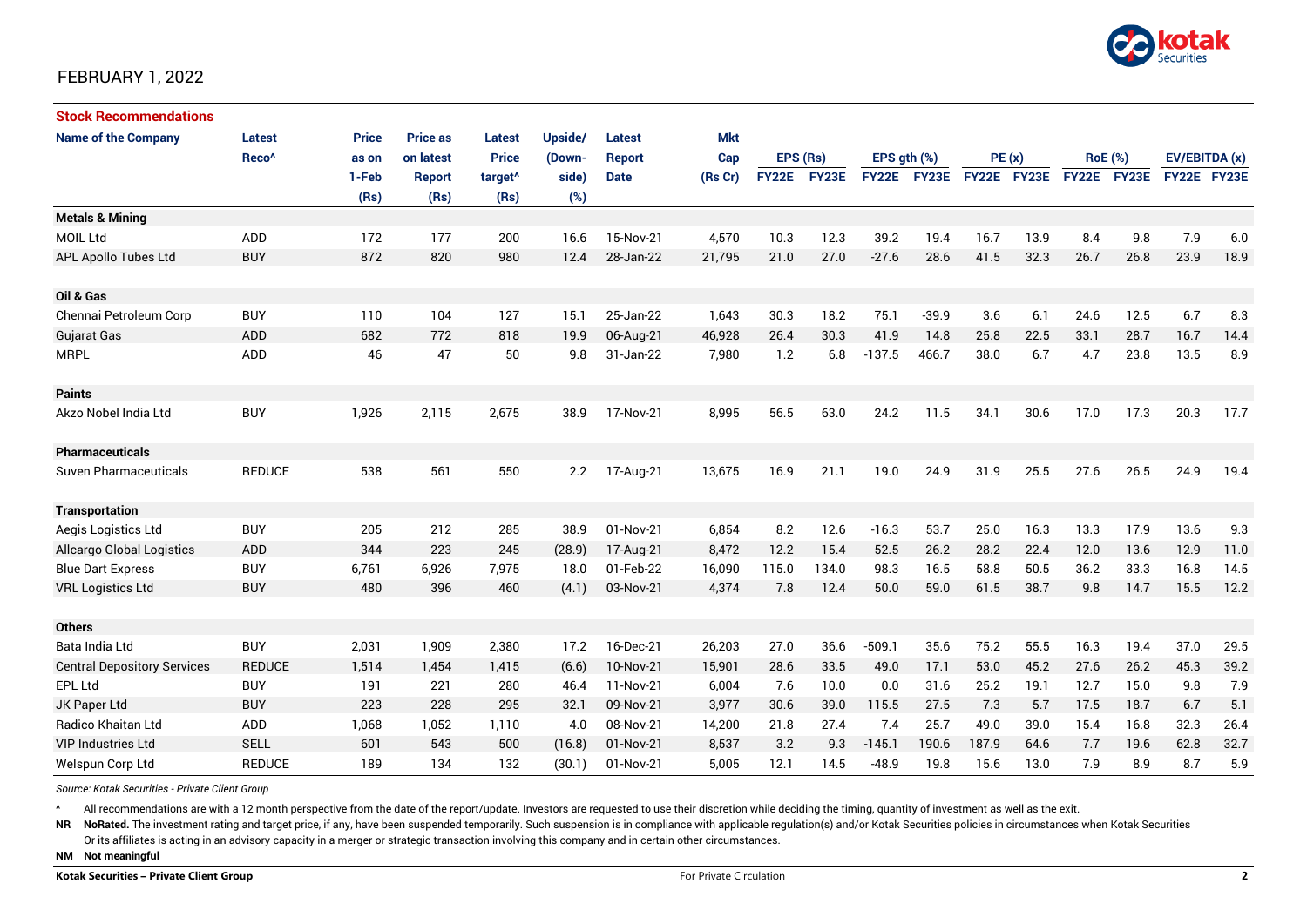FEBRUARY 1, 2022

## Stock Recommendations

| Name of the Company | Latest Reco^ | Price as on 1-Feb (Rs) | Price as on latest Report (Rs) | Latest Price target^ (Rs) | Upside/ (Down-side) (%) | Latest Report Date | Mkt Cap (Rs Cr) | EPS (Rs) | | EPS gth (%) | | PE (x) | | RoE (%) | | EV/EBITDA (x) | |
|---|---|---|---|---|---|---|---|---|---|---|---|---|---|---|---|---|---|
| | | | | | | | | FY22E | FY23E | FY22E | FY23E | FY22E | FY23E | FY22E | FY23E | FY22E | FY23E |
| **Metals & Mining** | | | | | | | | | | | | | | | | | |
| MOIL Ltd | ADD | 172 | 177 | 200 | 16.6 | 15-Nov-21 | 4,570 | 10.3 | 12.3 | 39.2 | 19.4 | 16.7 | 13.9 | 8.4 | 9.8 | 7.9 | 6.0 |
| APL Apollo Tubes Ltd | BUY | 872 | 820 | 980 | 12.4 | 28-Jan-22 | 21,795 | 21.0 | 27.0 | -27.6 | 28.6 | 41.5 | 32.3 | 26.7 | 26.8 | 23.9 | 18.9 |
| **Oil & Gas** | | | | | | | | | | | | | | | | | |
| Chennai Petroleum Corp | BUY | 110 | 104 | 127 | 15.1 | 25-Jan-22 | 1,643 | 30.3 | 18.2 | 75.1 | -39.9 | 3.6 | 6.1 | 24.6 | 12.5 | 6.7 | 8.3 |
| Gujarat Gas | ADD | 682 | 772 | 818 | 19.9 | 06-Aug-21 | 46,928 | 26.4 | 30.3 | 41.9 | 14.8 | 25.8 | 22.5 | 33.1 | 28.7 | 16.7 | 14.4 |
| MRPL | ADD | 46 | 47 | 50 | 9.8 | 31-Jan-22 | 7,980 | 1.2 | 6.8 | -137.5 | 466.7 | 38.0 | 6.7 | 4.7 | 23.8 | 13.5 | 8.9 |
| **Paints** | | | | | | | | | | | | | | | | | |
| Akzo Nobel India Ltd | BUY | 1,926 | 2,115 | 2,675 | 38.9 | 17-Nov-21 | 8,995 | 56.5 | 63.0 | 24.2 | 11.5 | 34.1 | 30.6 | 17.0 | 17.3 | 20.3 | 17.7 |
| **Pharmaceuticals** | | | | | | | | | | | | | | | | | |
| Suven Pharmaceuticals | REDUCE | 538 | 561 | 550 | 2.2 | 17-Aug-21 | 13,675 | 16.9 | 21.1 | 19.0 | 24.9 | 31.9 | 25.5 | 27.6 | 26.5 | 24.9 | 19.4 |
| **Transportation** | | | | | | | | | | | | | | | | | |
| Aegis Logistics Ltd | BUY | 205 | 212 | 285 | 38.9 | 01-Nov-21 | 6,854 | 8.2 | 12.6 | -16.3 | 53.7 | 25.0 | 16.3 | 13.3 | 17.9 | 13.6 | 9.3 |
| Allcargo Global Logistics | ADD | 344 | 223 | 245 | (28.9) | 17-Aug-21 | 8,472 | 12.2 | 15.4 | 52.5 | 26.2 | 28.2 | 22.4 | 12.0 | 13.6 | 12.9 | 11.0 |
| Blue Dart Express | BUY | 6,761 | 6,926 | 7,975 | 18.0 | 01-Feb-22 | 16,090 | 115.0 | 134.0 | 98.3 | 16.5 | 58.8 | 50.5 | 36.2 | 33.3 | 16.8 | 14.5 |
| VRL Logistics Ltd | BUY | 480 | 396 | 460 | (4.1) | 03-Nov-21 | 4,374 | 7.8 | 12.4 | 50.0 | 59.0 | 61.5 | 38.7 | 9.8 | 14.7 | 15.5 | 12.2 |
| **Others** | | | | | | | | | | | | | | | | | |
| Bata India Ltd | BUY | 2,031 | 1,909 | 2,380 | 17.2 | 16-Dec-21 | 26,203 | 27.0 | 36.6 | -509.1 | 35.6 | 75.2 | 55.5 | 16.3 | 19.4 | 37.0 | 29.5 |
| Central Depository Services | REDUCE | 1,514 | 1,454 | 1,415 | (6.6) | 10-Nov-21 | 15,901 | 28.6 | 33.5 | 49.0 | 17.1 | 53.0 | 45.2 | 27.6 | 26.2 | 45.3 | 39.2 |
| EPL Ltd | BUY | 191 | 221 | 280 | 46.4 | 11-Nov-21 | 6,004 | 7.6 | 10.0 | 0.0 | 31.6 | 25.2 | 19.1 | 12.7 | 15.0 | 9.8 | 7.9 |
| JK Paper Ltd | BUY | 223 | 228 | 295 | 32.1 | 09-Nov-21 | 3,977 | 30.6 | 39.0 | 115.5 | 27.5 | 7.3 | 5.7 | 17.5 | 18.7 | 6.7 | 5.1 |
| Radico Khaitan Ltd | ADD | 1,068 | 1,052 | 1,110 | 4.0 | 08-Nov-21 | 14,200 | 21.8 | 27.4 | 7.4 | 25.7 | 49.0 | 39.0 | 15.4 | 16.8 | 32.3 | 26.4 |
| VIP Industries Ltd | SELL | 601 | 543 | 500 | (16.8) | 01-Nov-21 | 8,537 | 3.2 | 9.3 | -145.1 | 190.6 | 187.9 | 64.6 | 7.7 | 19.6 | 62.8 | 32.7 |
| Welspun Corp Ltd | REDUCE | 189 | 134 | 132 | (30.1) | 01-Nov-21 | 5,005 | 12.1 | 14.5 | -48.9 | 19.8 | 15.6 | 13.0 | 7.9 | 8.9 | 8.7 | 5.9 |

*Source: Kotak Securities - Private Client Group*

^ All recommendations are with a 12 month perspective from the date of the report/update. Investors are requested to use their discretion while deciding the timing, quantity of investment as well as the exit.

**NR** **NoRated.** The investment rating and target price, if any, have been suspended temporarily. Such suspension is in compliance with applicable regulation(s) and/or Kotak Securities policies in circumstances when Kotak Securities Or its affiliates is acting in an advisory capacity in a merger or strategic transaction involving this company and in certain other circumstances.

**NM** **Not meaningful**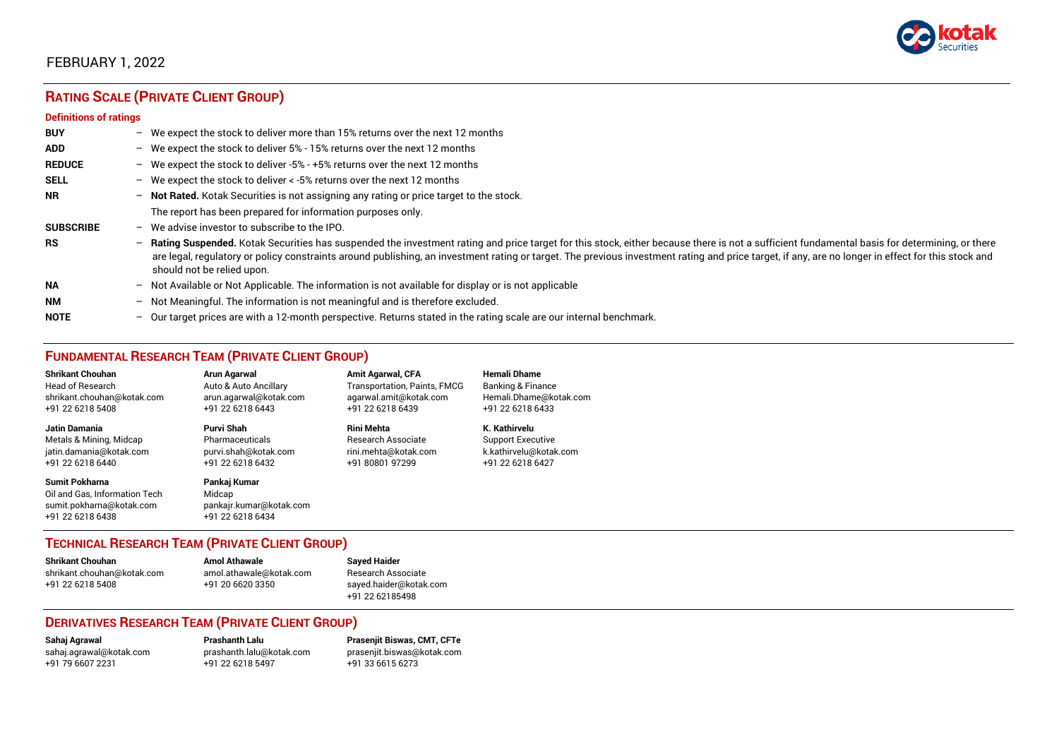FEBRUARY 1, 2022

## RATING SCALE (PRIVATE CLIENT GROUP)

### Definitions of ratings

**BUY** – We expect the stock to deliver more than 15% returns over the next 12 months

**ADD** – We expect the stock to deliver 5% - 15% returns over the next 12 months

**REDUCE** – We expect the stock to deliver -5% - +5% returns over the next 12 months

**SELL** – We expect the stock to deliver < -5% returns over the next 12 months

**NR** – **Not Rated.** Kotak Securities is not assigning any rating or price target to the stock. The report has been prepared for information purposes only.

**SUBSCRIBE** – We advise investor to subscribe to the IPO.

**RS** – **Rating Suspended.** Kotak Securities has suspended the investment rating and price target for this stock, either because there is not a sufficient fundamental basis for determining, or there are legal, regulatory or policy constraints around publishing, an investment rating or target. The previous investment rating and price target, if any, are no longer in effect for this stock and should not be relied upon.

**NA** – Not Available or Not Applicable. The information is not available for display or is not applicable

**NM** – Not Meaningful. The information is not meaningful and is therefore excluded.

**NOTE** – Our target prices are with a 12-month perspective. Returns stated in the rating scale are our internal benchmark.

## FUNDAMENTAL RESEARCH TEAM (PRIVATE CLIENT GROUP)

**Shrikant Chouhan**
Head of Research
shrikant.chouhan@kotak.com
+91 22 6218 5408

**Arun Agarwal**
Auto & Auto Ancillary
arun.agarwal@kotak.com
+91 22 6218 6443

**Amit Agarwal, CFA**
Transportation, Paints, FMCG
agarwal.amit@kotak.com
+91 22 6218 6439

**Hemali Dhame**
Banking & Finance
Hemali.Dhame@kotak.com
+91 22 6218 6433

**Jatin Damania**
Metals & Mining, Midcap
jatin.damania@kotak.com
+91 22 6218 6440

**Purvi Shah**
Pharmaceuticals
purvi.shah@kotak.com
+91 22 6218 6432

**Rini Mehta**
Research Associate
rini.mehta@kotak.com
+91 80801 97299

**K. Kathirvelu**
Support Executive
k.kathirvelu@kotak.com
+91 22 6218 6427

**Sumit Pokharna**
Oil and Gas, Information Tech
sumit.pokharna@kotak.com
+91 22 6218 6438

**Pankaj Kumar**
Midcap
pankajr.kumar@kotak.com
+91 22 6218 6434

## TECHNICAL RESEARCH TEAM (PRIVATE CLIENT GROUP)

**Shrikant Chouhan**
shrikant.chouhan@kotak.com
+91 22 6218 5408

**Amol Athawale**
amol.athawale@kotak.com
+91 20 6620 3350

**Sayed Haider**
Research Associate
sayed.haider@kotak.com
+91 22 62185498

## DERIVATIVES RESEARCH TEAM (PRIVATE CLIENT GROUP)

**Sahaj Agrawal**
sahaj.agrawal@kotak.com
+91 79 6607 2231

**Prashanth Lalu**
prashanth.lalu@kotak.com
+91 22 6218 5497

**Prasenjit Biswas, CMT, CFTe**
prasenjit.biswas@kotak.com
+91 33 6615 6273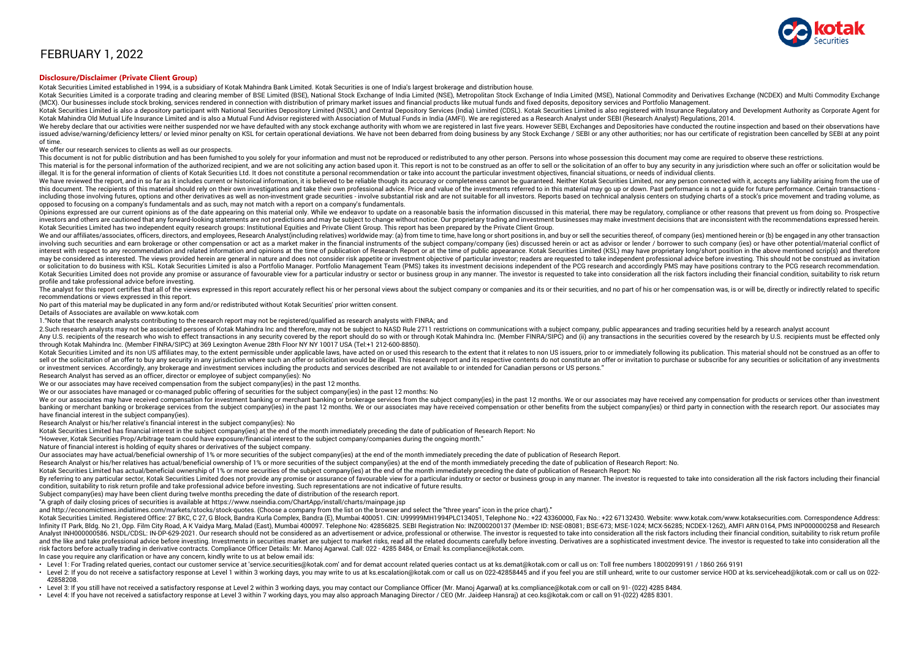FEBRUARY 1, 2022

### Disclosure/Disclaimer (Private Client Group)

Kotak Securities Limited established in 1994, is a subsidiary of Kotak Mahindra Bank Limited. Kotak Securities is one of India's largest brokerage and distribution house.

Kotak Securities Limited is a corporate trading and clearing member of BSE Limited (BSE), National Stock Exchange of India Limited (NSE), Metropolitan Stock Exchange of India Limited (MSE), National Commodity and Derivatives Exchange (NCDEX) and Multi Commodity Exchange (MCX). Our businesses include stock broking, services rendered in connection with distribution of primary market issues and financial products like mutual funds and fixed deposits, depository services and Portfolio Management.

Kotak Securities Limited is also a depository participant with National Securities Depository Limited (NSDL) and Central Depository Services (India) Limited (CDSL). Kotak Securities Limited is also registered with Insurance Regulatory and Development Authority as Corporate Agent for Kotak Mahindra Old Mutual Life Insurance Limited and is also a Mutual Fund Advisor registered with Association of Mutual Funds in India (AMFI). We are registered as a Research Analyst under SEBI (Research Analyst) Regulations, 2014.

We hereby declare that our activities were neither suspended nor we have defaulted with any stock exchange authority with whom we are registered in last five years. However SEBI, Exchanges and Depositories have conducted the routine inspection and based on their observations have issued advise/warning/deficiency letters/ or levied minor penalty on KSL for certain operational deviations. We have not been debarred from doing business by any Stock Exchange / SEBI or any other authorities; nor has our certificate of registration been cancelled by SEBI at any point of time.

We offer our research services to clients as well as our prospects.

This document is not for public distribution and has been furnished to you solely for your information and must not be reproduced or redistributed to any other person. Persons into whose possession this document may come are required to observe these restrictions.

This material is for the personal information of the authorized recipient, and we are not soliciting any action based upon it. This report is not to be construed as an offer to sell or the solicitation of an offer to buy any security in any jurisdiction where such an offer or solicitation would be illegal. It is for the general information of clients of Kotak Securities Ltd. It does not constitute a personal recommendation or take into account the particular investment objectives, financial situations, or needs of individual clients.

We have reviewed the report, and in so far as it includes current or historical information, it is believed to be reliable though its accuracy or completeness cannot be guaranteed. Neither Kotak Securities Limited, nor any person connected with it, accepts any liability arising from the use of this document. The recipients of this material should rely on their own investigations and take their own professional advice. Price and value of the investments referred to in this material may go up or down. Past performance is not a guide for future performance. Certain transactions - including those involving futures, options and other derivatives as well as non-investment grade securities - involve substantial risk and are not suitable for all investors. Reports based on technical analysis centers on studying charts of a stock's price movement and trading volume, as opposed to focusing on a company's fundamentals and as such, may not match with a report on a company's fundamentals.

Opinions expressed are our current opinions as of the date appearing on this material only. While we endeavor to update on a reasonable basis the information discussed in this material, there may be regulatory, compliance or other reasons that prevent us from doing so. Prospective investors and others are cautioned that any forward-looking statements are not predictions and may be subject to change without notice. Our proprietary trading and investment businesses may make investment decisions that are inconsistent with the recommendations expressed herein. Kotak Securities Limited has two independent equity research groups: Institutional Equities and Private Client Group. This report has been prepared by the Private Client Group.

We and our affiliates/associates, officers, directors, and employees, Research Analyst(including relatives) worldwide may: (a) from time to time, have long or short positions in, and buy or sell the securities thereof, of company (ies) mentioned herein or (b) be engaged in any other transaction involving such securities and earn brokerage or other compensation or act as a market maker in the financial instruments of the subject company/company (ies) discussed herein or act as advisor or lender / borrower to such company (ies) or have other potential/material conflict of interest with respect to any recommendation and related information and opinions at the time of publication of Research Report or at the time of public appearance. Kotak Securities Limited (KSL) may have proprietary long/short position in the above mentioned scrip(s) and therefore may be considered as interested. The views provided herein are general in nature and does not consider risk appetite or investment objective of particular investor; readers are requested to take independent professional advice before investing. This should not be construed as invitation or solicitation to do business with KSL. Kotak Securities Limited is also a Portfolio Manager. Portfolio Management Team (PMS) takes its investment decisions independent of the PCG research and accordingly PMS may have positions contrary to the PCG research recommendation. Kotak Securities Limited does not provide any promise or assurance of favourable view for a particular industry or sector or business group in any manner. The investor is requested to take into consideration all the risk factors including their financial condition, suitability to risk return profile and take professional advice before investing.

The analyst for this report certifies that all of the views expressed in this report accurately reflect his or her personal views about the subject company or companies and its or their securities, and no part of his or her compensation was, is or will be, directly or indirectly related to specific recommendations or views expressed in this report.

No part of this material may be duplicated in any form and/or redistributed without Kotak Securities' prior written consent.

Details of Associates are available on www.kotak.com

1."Note that the research analysts contributing to the research report may not be registered/qualified as research analysts with FINRA; and

2.Such research analysts may not be associated persons of Kotak Mahindra Inc and therefore, may not be subject to NASD Rule 2711 restrictions on communications with a subject company, public appearances and trading securities held by a research analyst account

Any U.S. recipients of the research who wish to effect transactions in any security covered by the report should do so with or through Kotak Mahindra Inc. (Member FINRA/SIPC) and (ii) any transactions in the securities covered by the research by U.S. recipients must be effected only through Kotak Mahindra Inc. (Member FINRA/SIPC) at 369 Lexington Avenue 28th Floor NY NY 10017 USA (Tel:+1 212-600-8850).

Kotak Securities Limited and its non US affiliates may, to the extent permissible under applicable laws, have acted on or used this research to the extent that it relates to non US issuers, prior to or immediately following its publication. This material should not be construed as an offer to sell or the solicitation of an offer to buy any security in any jurisdiction where such an offer or solicitation would be illegal. This research report and its respective contents do not constitute an offer or invitation to purchase or subscribe for any securities or solicitation of any investments or investment services. Accordingly, any brokerage and investment services including the products and services described are not available to or intended for Canadian persons or US persons."

Research Analyst has served as an officer, director or employee of subject company(ies): No

We or our associates may have received compensation from the subject company(ies) in the past 12 months.

We or our associates have managed or co-managed public offering of securities for the subject company(ies) in the past 12 months: No

We or our associates may have received compensation for investment banking or merchant banking or brokerage services from the subject company(ies) in the past 12 months. We or our associates may have received any compensation for products or services other than investment banking or merchant banking or brokerage services from the subject company(ies) in the past 12 months. We or our associates may have received compensation or other benefits from the subject company(ies) or third party in connection with the research report. Our associates may have financial interest in the subject company(ies).

Research Analyst or his/her relative's financial interest in the subject company(ies): No

Kotak Securities Limited has financial interest in the subject company(ies) at the end of the month immediately preceding the date of publication of Research Report: No

"However, Kotak Securities Prop/Arbitrage team could have exposure/financial interest to the subject company/companies during the ongoing month."

Nature of financial interest is holding of equity shares or derivatives of the subject company.

Our associates may have actual/beneficial ownership of 1% or more securities of the subject company(ies) at the end of the month immediately preceding the date of publication of Research Report.

Research Analyst or his/her relatives has actual/beneficial ownership of 1% or more securities of the subject company(ies) at the end of the month immediately preceding the date of publication of Research Report: No.

Kotak Securities Limited has actual/beneficial ownership of 1% or more securities of the subject company(ies) at the end of the month immediately preceding the date of publication of Research Report: No

By referring to any particular sector, Kotak Securities Limited does not provide any promise or assurance of favourable view for a particular industry or sector or business group in any manner. The investor is requested to take into consideration all the risk factors including their financial condition, suitability to risk return profile and take professional advice before investing. Such representations are not indicative of future results.

Subject company(ies) may have been client during twelve months preceding the date of distribution of the research report.

"A graph of daily closing prices of securities is available at https://www.nseindia.com/ChartApp/install/charts/mainpage.jsp

and http://economictimes.indiatimes.com/markets/stocks/stock-quotes. (Choose a company from the list on the browser and select the "three years" icon in the price chart)."

Kotak Securities Limited. Registered Office: 27 BKC, C 27, G Block, Bandra Kurla Complex, Bandra (E), Mumbai 400051. CIN: U99999MH1994PLC134051, Telephone No.: +22 43360000, Fax No.: +22 67132430. Website: www.kotak.com/www.kotaksecurities.com. Correspondence Address: Infinity IT Park, Bldg. No 21, Opp. Film City Road, A K Vaidya Marg, Malad (East), Mumbai 400097. Telephone No: 42856825. SEBI Registration No: INZ000200137 (Member ID: NSE-08081; BSE-673; MSE-1024; MCX-56285; NCDEX-1262), AMFI ARN 0164, PMS INP000000258 and Research Analyst INH000000586. NSDL/CDSL: IN-DP-629-2021. Our research should not be considered as an advertisement or advice, professional or otherwise. The investor is requested to take into consideration all the risk factors including their financial condition, suitability to risk return profile and the like and take professional advice before investing. Investments in securities market are subject to market risks, read all the related documents carefully before investing. Derivatives are a sophisticated investment device. The investor is requested to take into consideration all the risk factors before actually trading in derivative contracts. Compliance Officer Details: Mr. Manoj Agarwal. Call: 022 - 4285 8484, or Email: ks.compliance@kotak.com.

In case you require any clarification or have any concern, kindly write to us at below email ids:

- Level 1: For Trading related queries, contact our customer service at 'service.securities@kotak.com' and for demat account related queries contact us at ks.demat@kotak.com or call us on: Toll free numbers 18002099191 / 1860 266 9191
- Level 2: If you do not receive a satisfactory response at Level 1 within 3 working days, you may write to us at ks.escalation@kotak.com or call us on 022-42858445 and if you feel you are still unheard, write to our customer service HOD at ks.servicehead@kotak.com or call us on 022-42858208.
- Level 3: If you still have not received a satisfactory response at Level 2 within 3 working days, you may contact our Compliance Officer (Mr. Manoj Agarwal) at ks.compliance@kotak.com or call on 91- (022) 4285 8484.
- Level 4: If you have not received a satisfactory response at Level 3 within 7 working days, you may also approach Managing Director / CEO (Mr. Jaideep Hansraj) at ceo.ks@kotak.com or call on 91-(022) 4285 8301.